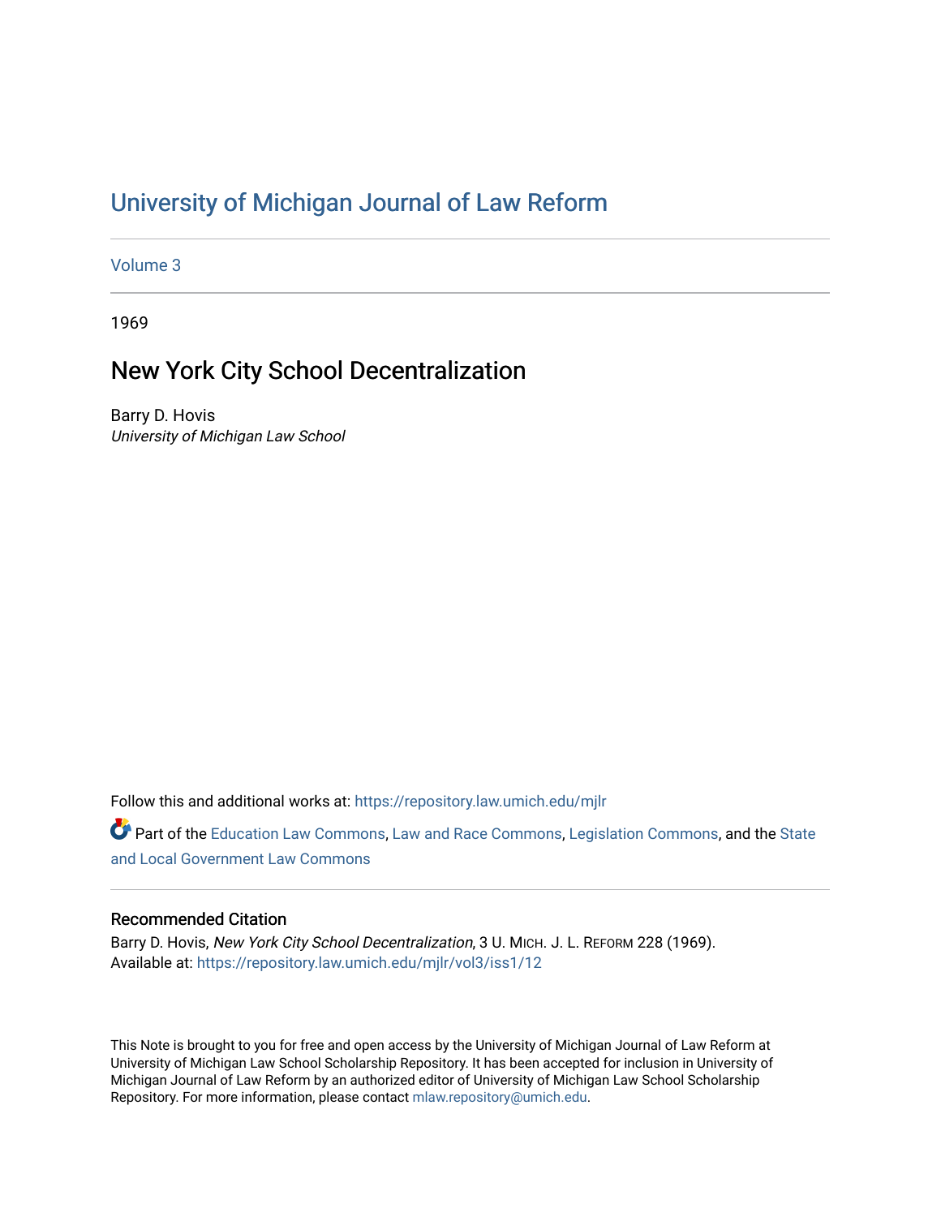# University of Michigan Journal of Law Reform

Volume 3

1969

## New York City School Decentralization

Barry D. Hovis
*University of Michigan Law School*

Follow this and additional works at: https://repository.law.umich.edu/mjlr

Part of the Education Law Commons, Law and Race Commons, Legislation Commons, and the State and Local Government Law Commons

### Recommended Citation

Barry D. Hovis, *New York City School Decentralization*, 3 U. MICH. J. L. REFORM 228 (1969).
Available at: https://repository.law.umich.edu/mjlr/vol3/iss1/12

This Note is brought to you for free and open access by the University of Michigan Journal of Law Reform at University of Michigan Law School Scholarship Repository. It has been accepted for inclusion in University of Michigan Journal of Law Reform by an authorized editor of University of Michigan Law School Scholarship Repository. For more information, please contact mlaw.repository@umich.edu.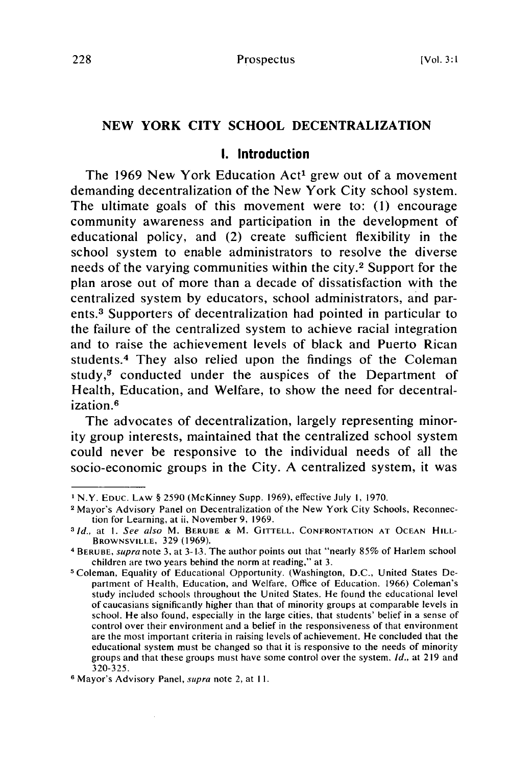# NEW YORK CITY SCHOOL DECENTRALIZATION

## I. Introduction

The 1969 New York Education Act[1] grew out of a movement demanding decentralization of the New York City school system. The ultimate goals of this movement were to: (1) encourage community awareness and participation in the development of educational policy, and (2) create sufficient flexibility in the school system to enable administrators to resolve the diverse needs of the varying communities within the city.[2] Support for the plan arose out of more than a decade of dissatisfaction with the centralized system by educators, school administrators, and parents.[3] Supporters of decentralization had pointed in particular to the failure of the centralized system to achieve racial integration and to raise the achievement levels of black and Puerto Rican students.[4] They also relied upon the findings of the Coleman study,[5] conducted under the auspices of the Department of Health, Education, and Welfare, to show the need for decentralization.[6]

The advocates of decentralization, largely representing minority group interests, maintained that the centralized school system could never be responsive to the individual needs of all the socio-economic groups in the City. A centralized system, it was

---

[1] N.Y. EDUC. LAW § 2590 (McKinney Supp. 1969), effective July 1, 1970.

[2] Mayor's Advisory Panel on Decentralization of the New York City Schools, Reconnection for Learning, at ii, November 9, 1969.

[3] *Id.*, at 1. *See also* M. BERUBE & M. GITTELL, CONFRONTATION AT OCEAN HILL-BROWNSVILLE, 329 (1969).

[4] BERUBE, *supra* note 3, at 3-13. The author points out that "nearly 85% of Harlem school children are two years behind the norm at reading," at 3.

[5] Coleman, Equality of Educational Opportunity. (Washington, D.C., United States Department of Health, Education, and Welfare, Office of Education. 1966) Coleman's study included schools throughout the United States. He found the educational level of caucasians significantly higher than that of minority groups at comparable levels in school. He also found, especially in the large cities, that students' belief in a sense of control over their environment and a belief in the responsiveness of that environment are the most important criteria in raising levels of achievement. He concluded that the educational system must be changed so that it is responsive to the needs of minority groups and that these groups must have some control over the system. *Id.*, at 219 and 320-325.

[6] Mayor's Advisory Panel, *supra* note 2, at 11.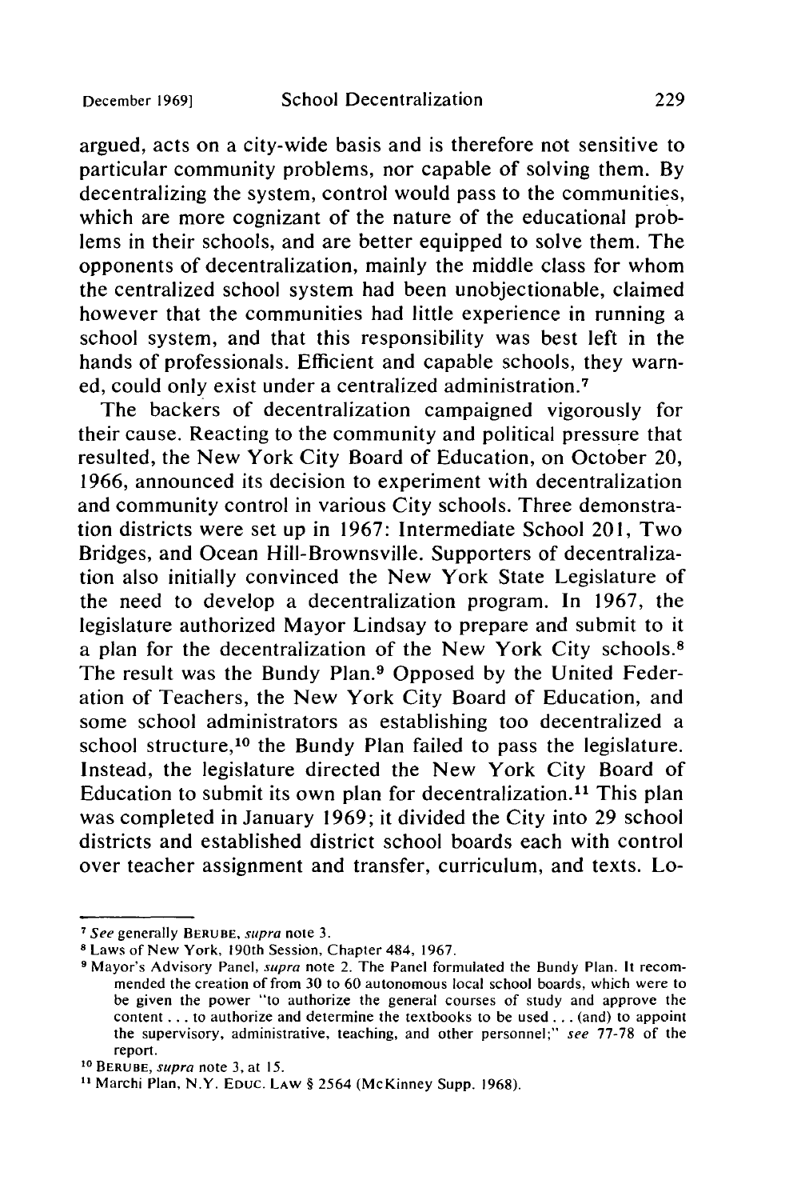argued, acts on a city-wide basis and is therefore not sensitive to particular community problems, nor capable of solving them. By decentralizing the system, control would pass to the communities, which are more cognizant of the nature of the educational problems in their schools, and are better equipped to solve them. The opponents of decentralization, mainly the middle class for whom the centralized school system had been unobjectionable, claimed however that the communities had little experience in running a school system, and that this responsibility was best left in the hands of professionals. Efficient and capable schools, they warned, could only exist under a centralized administration.[7]

The backers of decentralization campaigned vigorously for their cause. Reacting to the community and political pressure that resulted, the New York City Board of Education, on October 20, 1966, announced its decision to experiment with decentralization and community control in various City schools. Three demonstration districts were set up in 1967: Intermediate School 201, Two Bridges, and Ocean Hill-Brownsville. Supporters of decentralization also initially convinced the New York State Legislature of the need to develop a decentralization program. In 1967, the legislature authorized Mayor Lindsay to prepare and submit to it a plan for the decentralization of the New York City schools.[8] The result was the Bundy Plan.[9] Opposed by the United Federation of Teachers, the New York City Board of Education, and some school administrators as establishing too decentralized a school structure,[10] the Bundy Plan failed to pass the legislature. Instead, the legislature directed the New York City Board of Education to submit its own plan for decentralization.[11] This plan was completed in January 1969; it divided the City into 29 school districts and established district school boards each with control over teacher assignment and transfer, curriculum, and texts. Lo-

---

[7] *See* generally BERUBE, *supra* note 3.

[8] Laws of New York, 190th Session, Chapter 484, 1967.

[9] Mayor's Advisory Panel, *supra* note 2. The Panel formulated the Bundy Plan. It recommended the creation of from 30 to 60 autonomous local school boards, which were to be given the power "to authorize the general courses of study and approve the content . . . to authorize and determine the textbooks to be used . . . (and) to appoint the supervisory, administrative, teaching, and other personnel;" *see* 77-78 of the report.

[10] BERUBE, *supra* note 3, at 15.

[11] Marchi Plan, N.Y. EDUC. LAW § 2564 (McKinney Supp. 1968).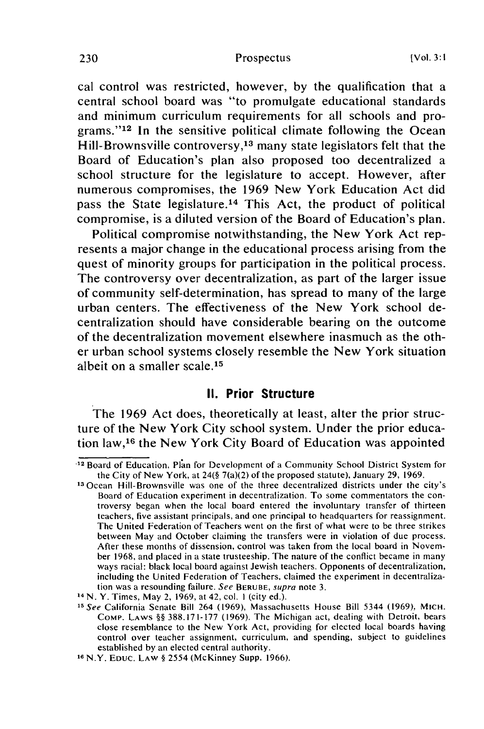cal control was restricted, however, by the qualification that a central school board was "to promulgate educational standards and minimum curriculum requirements for all schools and programs."[12] In the sensitive political climate following the Ocean Hill-Brownsville controversy,[13] many state legislators felt that the Board of Education's plan also proposed too decentralized a school structure for the legislature to accept. However, after numerous compromises, the 1969 New York Education Act did pass the State legislature.[14] This Act, the product of political compromise, is a diluted version of the Board of Education's plan.

Political compromise notwithstanding, the New York Act represents a major change in the educational process arising from the quest of minority groups for participation in the political process. The controversy over decentralization, as part of the larger issue of community self-determination, has spread to many of the large urban centers. The effectiveness of the New York school decentralization should have considerable bearing on the outcome of the decentralization movement elsewhere inasmuch as the other urban school systems closely resemble the New York situation albeit on a smaller scale.[15]

## II. Prior Structure

The 1969 Act does, theoretically at least, alter the prior structure of the New York City school system. Under the prior education law,[16] the New York City Board of Education was appointed

---

[12] Board of Education, Plan for Development of a Community School District System for the City of New York, at 24(§ 7(a)(2) of the proposed statute), January 29, 1969.

[13] Ocean Hill-Brownsville was one of the three decentralized districts under the city's Board of Education experiment in decentralization. To some commentators the controversy began when the local board entered the involuntary transfer of thirteen teachers, five assistant principals, and one principal to headquarters for reassignment. The United Federation of Teachers went on the first of what were to be three strikes between May and October claiming the transfers were in violation of due process. After these months of dissension, control was taken from the local board in November 1968, and placed in a state trusteeship. The nature of the conflict became in many ways racial: black local board against Jewish teachers. Opponents of decentralization, including the United Federation of Teachers, claimed the experiment in decentralization was a resounding failure. *See* BERUBE, *supra* note 3.

[14] N. Y. Times, May 2, 1969, at 42, col. 1 (city ed.).

[15] *See* California Senate Bill 264 (1969), Massachusetts House Bill 5344 (1969), MICH. COMP. LAWS §§ 388.171-177 (1969). The Michigan act, dealing with Detroit, bears close resemblance to the New York Act, providing for elected local boards having control over teacher assignment, curriculum, and spending, subject to guidelines established by an elected central authority.

[16] N.Y. EDUC. LAW § 2554 (McKinney Supp. 1966).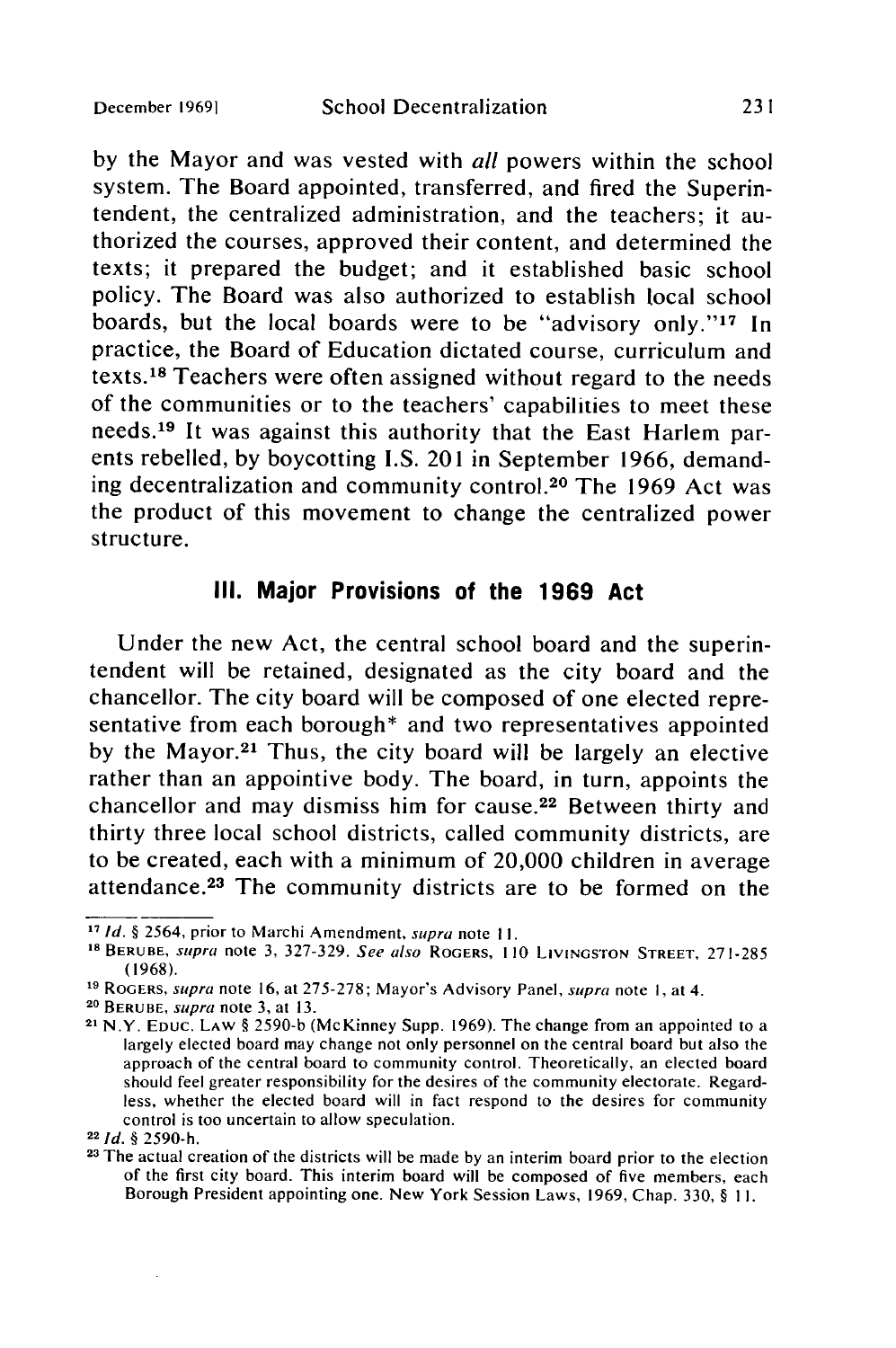by the Mayor and was vested with *all* powers within the school system. The Board appointed, transferred, and fired the Superintendent, the centralized administration, and the teachers; it authorized the courses, approved their content, and determined the texts; it prepared the budget; and it established basic school policy. The Board was also authorized to establish local school boards, but the local boards were to be "advisory only."[17] In practice, the Board of Education dictated course, curriculum and texts.[18] Teachers were often assigned without regard to the needs of the communities or to the teachers' capabilities to meet these needs.[19] It was against this authority that the East Harlem parents rebelled, by boycotting I.S. 201 in September 1966, demanding decentralization and community control.[20] The 1969 Act was the product of this movement to change the centralized power structure.

## III. Major Provisions of the 1969 Act

Under the new Act, the central school board and the superintendent will be retained, designated as the city board and the chancellor. The city board will be composed of one elected representative from each borough* and two representatives appointed by the Mayor.[21] Thus, the city board will be largely an elective rather than an appointive body. The board, in turn, appoints the chancellor and may dismiss him for cause.[22] Between thirty and thirty three local school districts, called community districts, are to be created, each with a minimum of 20,000 children in average attendance.[23] The community districts are to be formed on the

---

[17] *Id.* § 2564, prior to Marchi Amendment, *supra* note 11.

[18] BERUBE, *supra* note 3, 327-329. *See also* ROGERS, 110 LIVINGSTON STREET, 271-285 (1968).

[19] ROGERS, *supra* note 16, at 275-278; Mayor's Advisory Panel, *supra* note 1, at 4.

[20] BERUBE, *supra* note 3, at 13.

[21] N.Y. EDUC. LAW § 2590-b (McKinney Supp. 1969). The change from an appointed to a largely elected board may change not only personnel on the central board but also the approach of the central board to community control. Theoretically, an elected board should feel greater responsibility for the desires of the community electorate. Regardless, whether the elected board will in fact respond to the desires for community control is too uncertain to allow speculation.

[22] *Id.* § 2590-h.

[23] The actual creation of the districts will be made by an interim board prior to the election of the first city board. This interim board will be composed of five members, each Borough President appointing one. New York Session Laws, 1969, Chap. 330, § 11.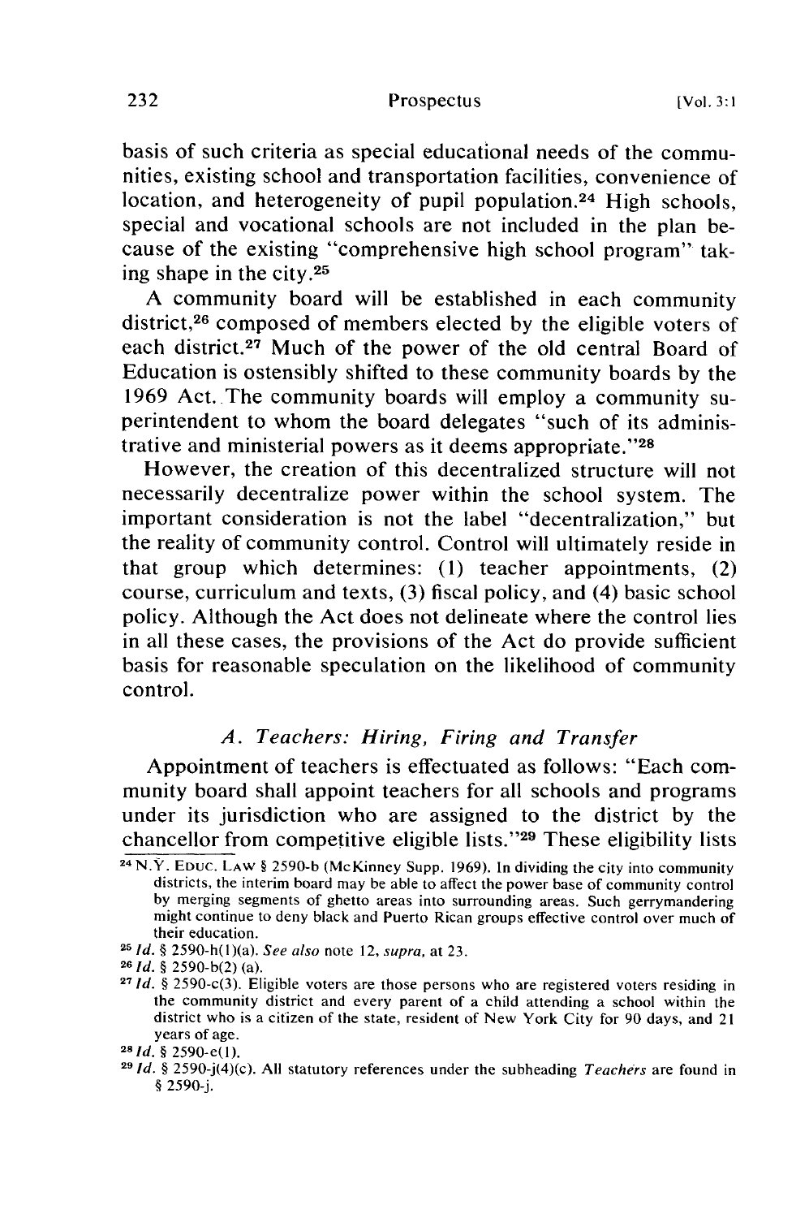basis of such criteria as special educational needs of the communities, existing school and transportation facilities, convenience of location, and heterogeneity of pupil population.[24] High schools, special and vocational schools are not included in the plan because of the existing "comprehensive high school program" taking shape in the city.[25]

A community board will be established in each community district,[26] composed of members elected by the eligible voters of each district.[27] Much of the power of the old central Board of Education is ostensibly shifted to these community boards by the 1969 Act. The community boards will employ a community superintendent to whom the board delegates "such of its administrative and ministerial powers as it deems appropriate."[28]

However, the creation of this decentralized structure will not necessarily decentralize power within the school system. The important consideration is not the label "decentralization," but the reality of community control. Control will ultimately reside in that group which determines: (1) teacher appointments, (2) course, curriculum and texts, (3) fiscal policy, and (4) basic school policy. Although the Act does not delineate where the control lies in all these cases, the provisions of the Act do provide sufficient basis for reasonable speculation on the likelihood of community control.

### *A. Teachers: Hiring, Firing and Transfer*

Appointment of teachers is effectuated as follows: "Each community board shall appoint teachers for all schools and programs under its jurisdiction who are assigned to the district by the chancellor from competitive eligible lists."[29] These eligibility lists

---

[24] N.Y. Educ. Law § 2590-b (McKinney Supp. 1969). In dividing the city into community districts, the interim board may be able to affect the power base of community control by merging segments of ghetto areas into surrounding areas. Such gerrymandering might continue to deny black and Puerto Rican groups effective control over much of their education.

[25] *Id.* § 2590-h(1)(a). *See also* note 12, *supra*, at 23.

[26] *Id.* § 2590-b(2) (a).

[27] *Id.* § 2590-c(3). Eligible voters are those persons who are registered voters residing in the community district and every parent of a child attending a school within the district who is a citizen of the state, resident of New York City for 90 days, and 21 years of age.

[28] *Id.* § 2590-e(1).

[29] *Id.* § 2590-j(4)(c). All statutory references under the subheading *Teachers* are found in § 2590-j.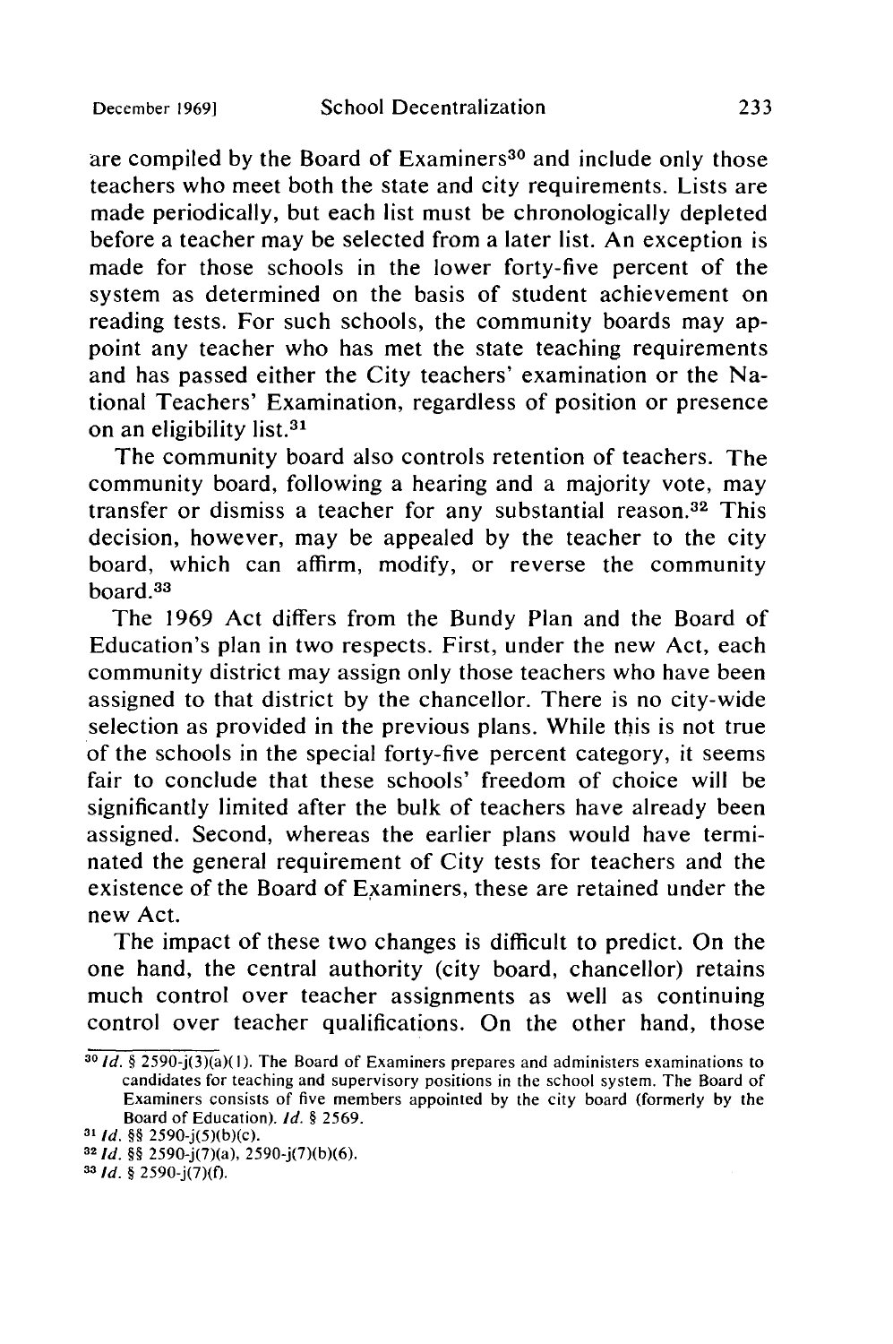are compiled by the Board of Examiners[30] and include only those teachers who meet both the state and city requirements. Lists are made periodically, but each list must be chronologically depleted before a teacher may be selected from a later list. An exception is made for those schools in the lower forty-five percent of the system as determined on the basis of student achievement on reading tests. For such schools, the community boards may appoint any teacher who has met the state teaching requirements and has passed either the City teachers' examination or the National Teachers' Examination, regardless of position or presence on an eligibility list.[31]

The community board also controls retention of teachers. The community board, following a hearing and a majority vote, may transfer or dismiss a teacher for any substantial reason.[32] This decision, however, may be appealed by the teacher to the city board, which can affirm, modify, or reverse the community board.[33]

The 1969 Act differs from the Bundy Plan and the Board of Education's plan in two respects. First, under the new Act, each community district may assign only those teachers who have been assigned to that district by the chancellor. There is no city-wide selection as provided in the previous plans. While this is not true of the schools in the special forty-five percent category, it seems fair to conclude that these schools' freedom of choice will be significantly limited after the bulk of teachers have already been assigned. Second, whereas the earlier plans would have terminated the general requirement of City tests for teachers and the existence of the Board of Examiners, these are retained under the new Act.

The impact of these two changes is difficult to predict. On the one hand, the central authority (city board, chancellor) retains much control over teacher assignments as well as continuing control over teacher qualifications. On the other hand, those

---

[30] *Id.* § 2590-j(3)(a)(1). The Board of Examiners prepares and administers examinations to candidates for teaching and supervisory positions in the school system. The Board of Examiners consists of five members appointed by the city board (formerly by the Board of Education). *Id.* § 2569.

[31] *Id.* §§ 2590-j(5)(b)(c).

[32] *Id.* §§ 2590-j(7)(a), 2590-j(7)(b)(6).

[33] *Id.* § 2590-j(7)(f).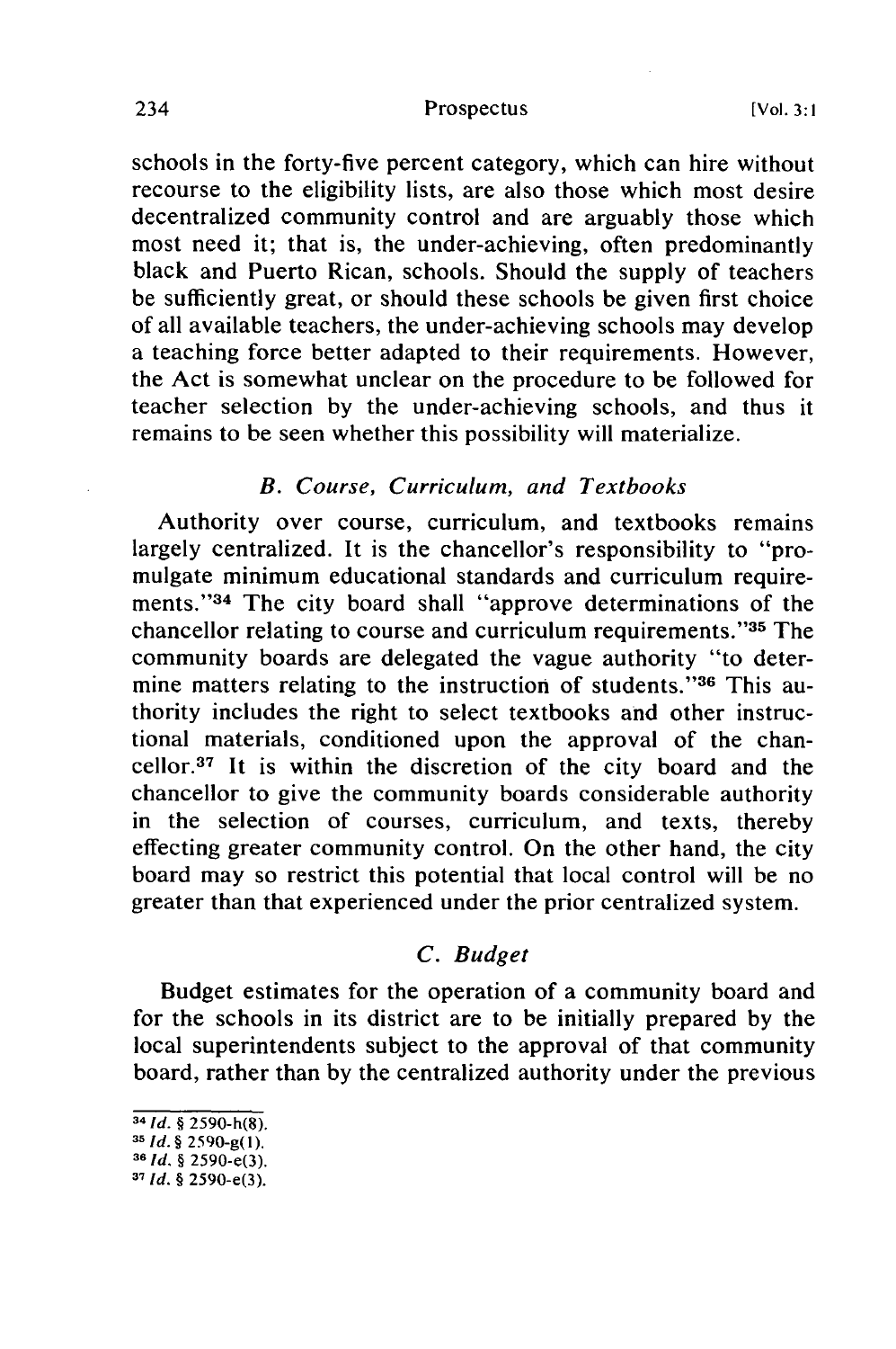schools in the forty-five percent category, which can hire without recourse to the eligibility lists, are also those which most desire decentralized community control and are arguably those which most need it; that is, the under-achieving, often predominantly black and Puerto Rican, schools. Should the supply of teachers be sufficiently great, or should these schools be given first choice of all available teachers, the under-achieving schools may develop a teaching force better adapted to their requirements. However, the Act is somewhat unclear on the procedure to be followed for teacher selection by the under-achieving schools, and thus it remains to be seen whether this possibility will materialize.

### *B. Course, Curriculum, and Textbooks*

Authority over course, curriculum, and textbooks remains largely centralized. It is the chancellor's responsibility to "promulgate minimum educational standards and curriculum requirements."[34] The city board shall "approve determinations of the chancellor relating to course and curriculum requirements."[35] The community boards are delegated the vague authority "to determine matters relating to the instruction of students."[36] This authority includes the right to select textbooks and other instructional materials, conditioned upon the approval of the chancellor.[37] It is within the discretion of the city board and the chancellor to give the community boards considerable authority in the selection of courses, curriculum, and texts, thereby effecting greater community control. On the other hand, the city board may so restrict this potential that local control will be no greater than that experienced under the prior centralized system.

### *C. Budget*

Budget estimates for the operation of a community board and for the schools in its district are to be initially prepared by the local superintendents subject to the approval of that community board, rather than by the centralized authority under the previous

---

[34] *Id.* § 2590-h(8).
[35] *Id.* § 2590-g(1).
[36] *Id.* § 2590-e(3).
[37] *Id.* § 2590-e(3).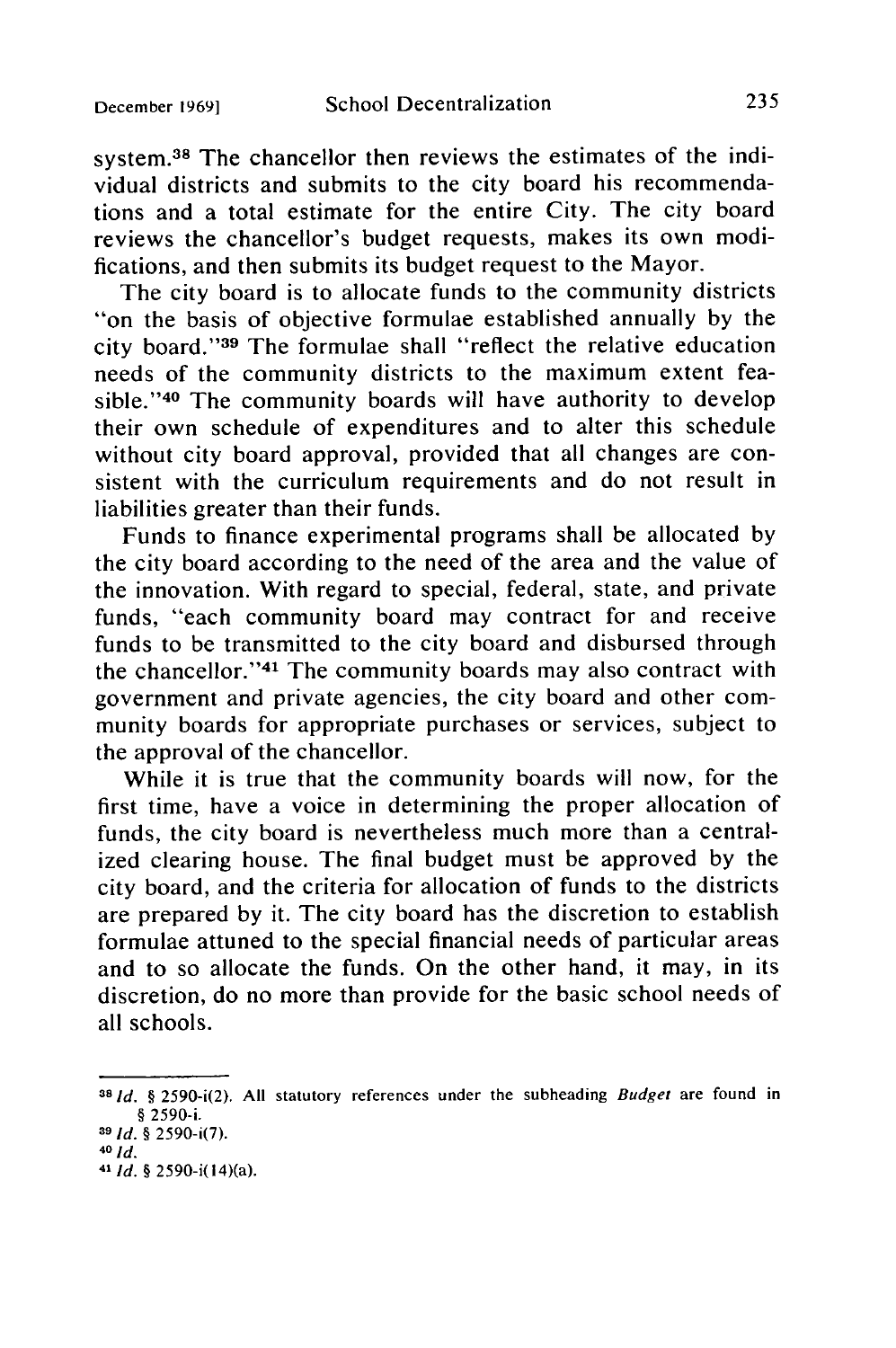system.[38] The chancellor then reviews the estimates of the individual districts and submits to the city board his recommendations and a total estimate for the entire City. The city board reviews the chancellor's budget requests, makes its own modifications, and then submits its budget request to the Mayor.

The city board is to allocate funds to the community districts "on the basis of objective formulae established annually by the city board."[39] The formulae shall "reflect the relative education needs of the community districts to the maximum extent feasible."[40] The community boards will have authority to develop their own schedule of expenditures and to alter this schedule without city board approval, provided that all changes are consistent with the curriculum requirements and do not result in liabilities greater than their funds.

Funds to finance experimental programs shall be allocated by the city board according to the need of the area and the value of the innovation. With regard to special, federal, state, and private funds, "each community board may contract for and receive funds to be transmitted to the city board and disbursed through the chancellor."[41] The community boards may also contract with government and private agencies, the city board and other community boards for appropriate purchases or services, subject to the approval of the chancellor.

While it is true that the community boards will now, for the first time, have a voice in determining the proper allocation of funds, the city board is nevertheless much more than a centralized clearing house. The final budget must be approved by the city board, and the criteria for allocation of funds to the districts are prepared by it. The city board has the discretion to establish formulae attuned to the special financial needs of particular areas and to so allocate the funds. On the other hand, it may, in its discretion, do no more than provide for the basic school needs of all schools.

---

[38] *Id.* § 2590-i(2). All statutory references under the subheading *Budget* are found in § 2590-i.

[39] *Id.* § 2590-i(7).

[40] *Id.*

[41] *Id.* § 2590-i(14)(a).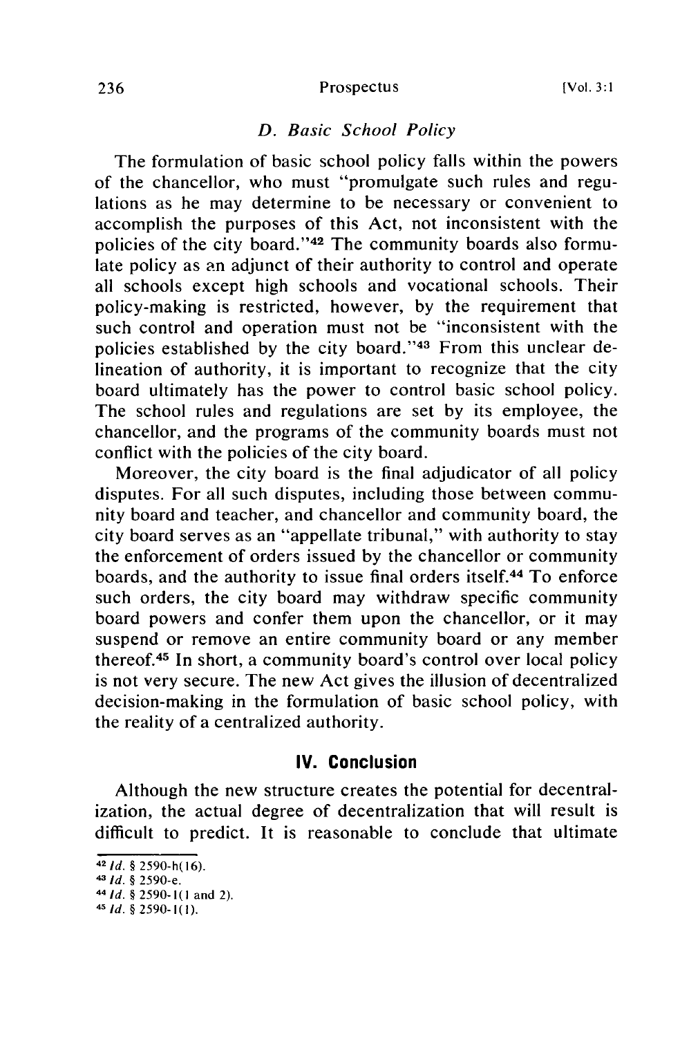### *D. Basic School Policy*

The formulation of basic school policy falls within the powers of the chancellor, who must "promulgate such rules and regulations as he may determine to be necessary or convenient to accomplish the purposes of this Act, not inconsistent with the policies of the city board."[42] The community boards also formulate policy as an adjunct of their authority to control and operate all schools except high schools and vocational schools. Their policy-making is restricted, however, by the requirement that such control and operation must not be "inconsistent with the policies established by the city board."[43] From this unclear delineation of authority, it is important to recognize that the city board ultimately has the power to control basic school policy. The school rules and regulations are set by its employee, the chancellor, and the programs of the community boards must not conflict with the policies of the city board.

Moreover, the city board is the final adjudicator of all policy disputes. For all such disputes, including those between community board and teacher, and chancellor and community board, the city board serves as an "appellate tribunal," with authority to stay the enforcement of orders issued by the chancellor or community boards, and the authority to issue final orders itself.[44] To enforce such orders, the city board may withdraw specific community board powers and confer them upon the chancellor, or it may suspend or remove an entire community board or any member thereof.[45] In short, a community board's control over local policy is not very secure. The new Act gives the illusion of decentralized decision-making in the formulation of basic school policy, with the reality of a centralized authority.

## IV. Conclusion

Although the new structure creates the potential for decentralization, the actual degree of decentralization that will result is difficult to predict. It is reasonable to conclude that ultimate

---

[42] *Id.* § 2590-h(16).

[43] *Id.* § 2590-e.

[44] *Id.* § 2590-l(1 and 2).

[45] *Id.* § 2590-l(1).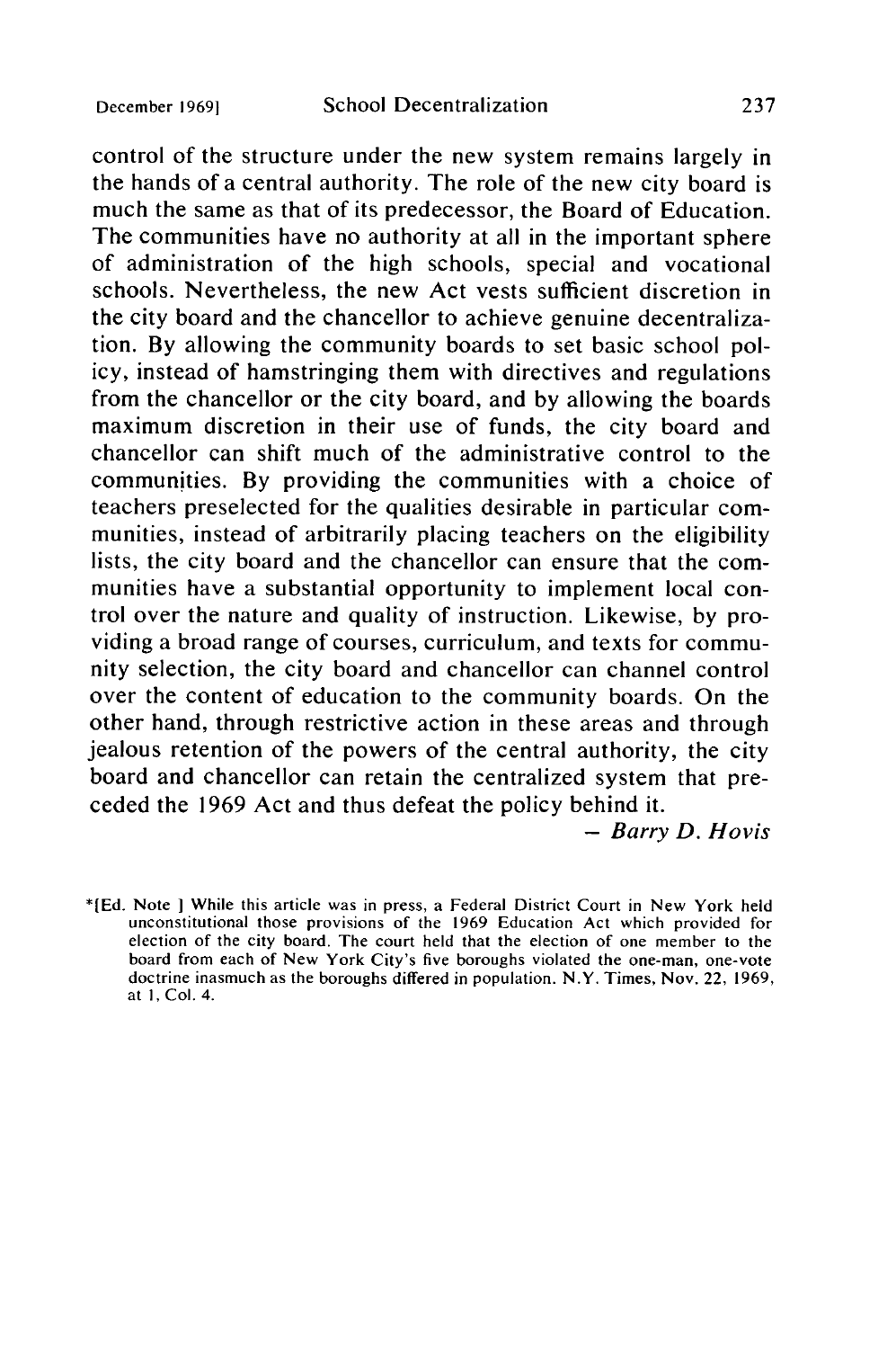control of the structure under the new system remains largely in the hands of a central authority. The role of the new city board is much the same as that of its predecessor, the Board of Education. The communities have no authority at all in the important sphere of administration of the high schools, special and vocational schools. Nevertheless, the new Act vests sufficient discretion in the city board and the chancellor to achieve genuine decentralization. By allowing the community boards to set basic school policy, instead of hamstringing them with directives and regulations from the chancellor or the city board, and by allowing the boards maximum discretion in their use of funds, the city board and chancellor can shift much of the administrative control to the communities. By providing the communities with a choice of teachers preselected for the qualities desirable in particular communities, instead of arbitrarily placing teachers on the eligibility lists, the city board and the chancellor can ensure that the communities have a substantial opportunity to implement local control over the nature and quality of instruction. Likewise, by providing a broad range of courses, curriculum, and texts for community selection, the city board and chancellor can channel control over the content of education to the community boards. On the other hand, through restrictive action in these areas and through jealous retention of the powers of the central authority, the city board and chancellor can retain the centralized system that preceded the 1969 Act and thus defeat the policy behind it.

— *Barry D. Hovis*

*[Ed. Note ] While this article was in press, a Federal District Court in New York held unconstitutional those provisions of the 1969 Education Act which provided for election of the city board. The court held that the election of one member to the board from each of New York City's five boroughs violated the one-man, one-vote doctrine inasmuch as the boroughs differed in population. N.Y. Times, Nov. 22, 1969, at 1, Col. 4.